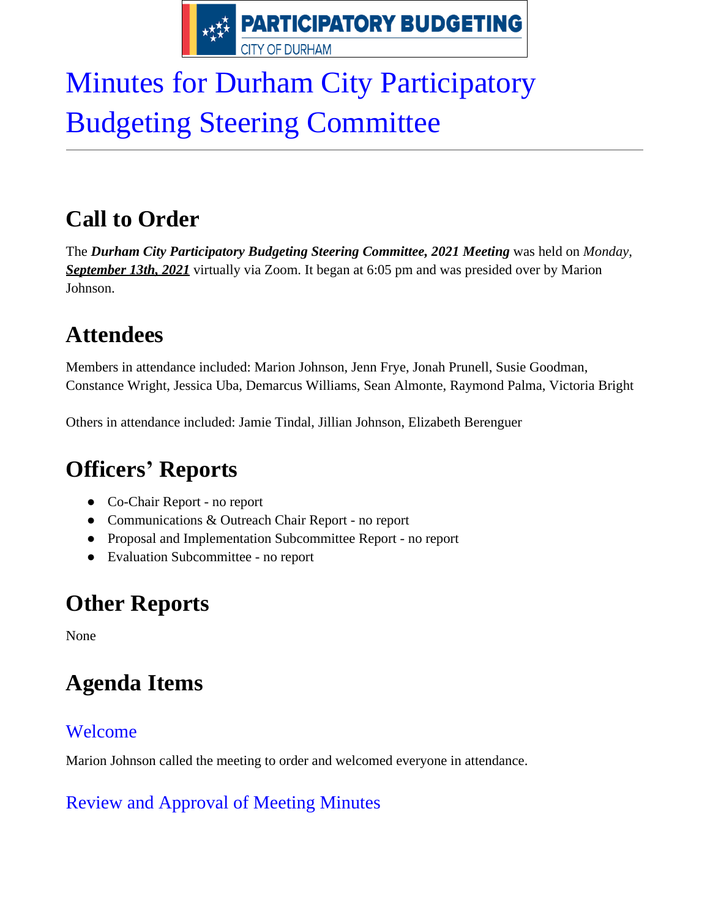PARTICIPATORY BUDGETING
CITY OF DURHAM

# Minutes for Durham City Participatory Budgeting Steering Committee

## Call to Order

The ***Durham City Participatory Budgeting Steering Committee, 2021 Meeting*** was held on *Monday*, ***September 13th, 2021*** virtually via Zoom. It began at 6:05 pm and was presided over by Marion Johnson.

## Attendees

Members in attendance included: Marion Johnson, Jenn Frye, Jonah Prunell, Susie Goodman, Constance Wright, Jessica Uba, Demarcus Williams, Sean Almonte, Raymond Palma, Victoria Bright

Others in attendance included: Jamie Tindal, Jillian Johnson, Elizabeth Berenguer

## Officers' Reports

- Co-Chair Report - no report
- Communications & Outreach Chair Report - no report
- Proposal and Implementation Subcommittee Report - no report
- Evaluation Subcommittee - no report

## Other Reports

None

## Agenda Items

### Welcome

Marion Johnson called the meeting to order and welcomed everyone in attendance.

### Review and Approval of Meeting Minutes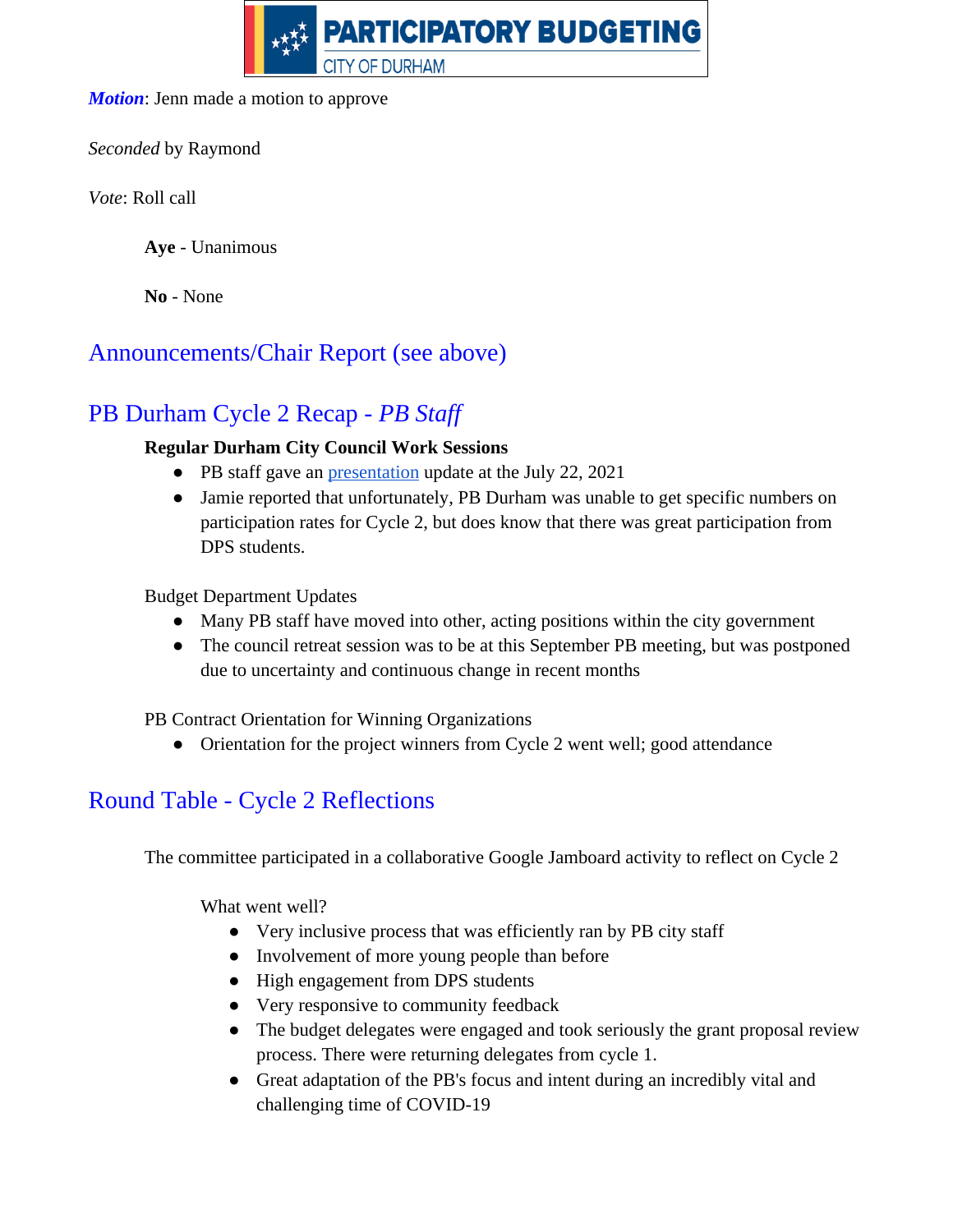***Motion***: Jenn made a motion to approve

*Seconded* by Raymond

*Vote*: Roll call

> **Aye** - Unanimous
>
> **No** - None

## Announcements/Chair Report (see above)

## PB Durham Cycle 2 Recap - *PB Staff*

**Regular Durham City Council Work Sessions**

- PB staff gave an presentation update at the July 22, 2021
- Jamie reported that unfortunately, PB Durham was unable to get specific numbers on participation rates for Cycle 2, but does know that there was great participation from DPS students.

Budget Department Updates

- Many PB staff have moved into other, acting positions within the city government
- The council retreat session was to be at this September PB meeting, but was postponed due to uncertainty and continuous change in recent months

PB Contract Orientation for Winning Organizations

- Orientation for the project winners from Cycle 2 went well; good attendance

## Round Table - Cycle 2 Reflections

The committee participated in a collaborative Google Jamboard activity to reflect on Cycle 2

What went well?

- Very inclusive process that was efficiently ran by PB city staff
- Involvement of more young people than before
- High engagement from DPS students
- Very responsive to community feedback
- The budget delegates were engaged and took seriously the grant proposal review process. There were returning delegates from cycle 1.
- Great adaptation of the PB's focus and intent during an incredibly vital and challenging time of COVID-19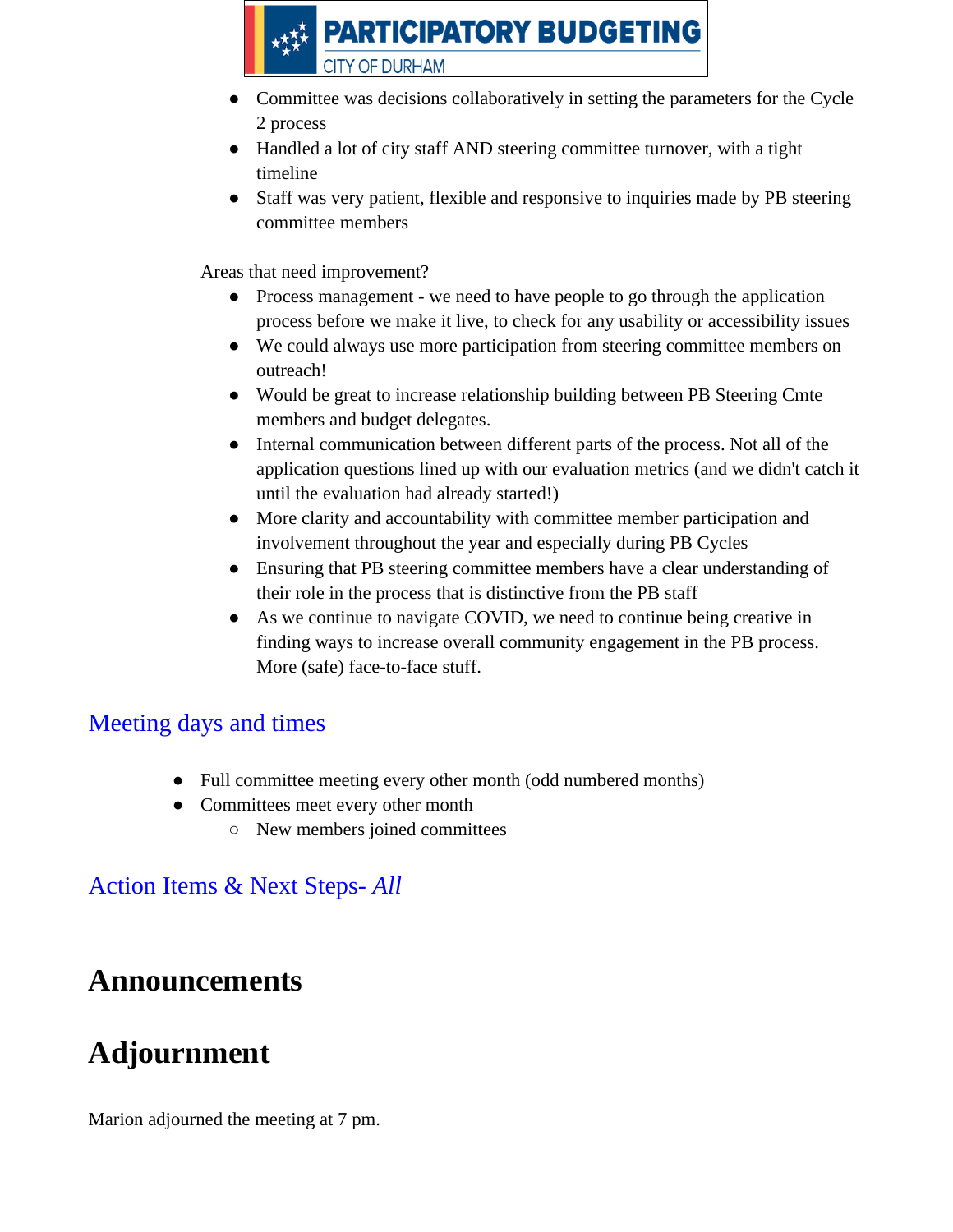- Committee was decisions collaboratively in setting the parameters for the Cycle 2 process
- Handled a lot of city staff AND steering committee turnover, with a tight timeline
- Staff was very patient, flexible and responsive to inquiries made by PB steering committee members

Areas that need improvement?

- Process management - we need to have people to go through the application process before we make it live, to check for any usability or accessibility issues
- We could always use more participation from steering committee members on outreach!
- Would be great to increase relationship building between PB Steering Cmte members and budget delegates.
- Internal communication between different parts of the process. Not all of the application questions lined up with our evaluation metrics (and we didn't catch it until the evaluation had already started!)
- More clarity and accountability with committee member participation and involvement throughout the year and especially during PB Cycles
- Ensuring that PB steering committee members have a clear understanding of their role in the process that is distinctive from the PB staff
- As we continue to navigate COVID, we need to continue being creative in finding ways to increase overall community engagement in the PB process. More (safe) face-to-face stuff.

### Meeting days and times

- Full committee meeting every other month (odd numbered months)
- Committees meet every other month
  - New members joined committees

### Action Items & Next Steps- *All*

## Announcements

## Adjournment

Marion adjourned the meeting at 7 pm.